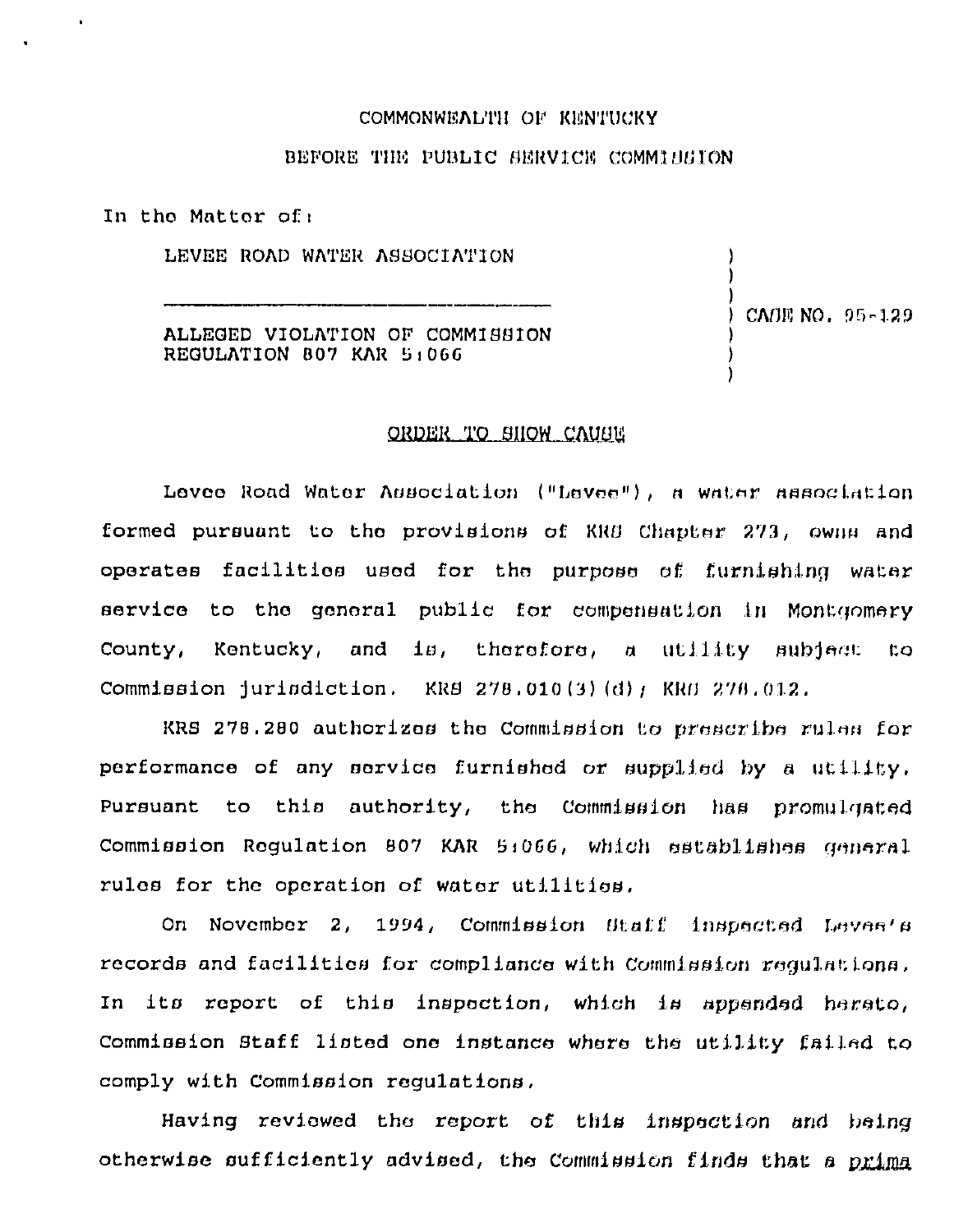COMMONWEALTH OF KENTUCKY

BEFORE THE PUBLIC SERVICE COMMISSION

In the Matter of:

LEVEE ROAD WATER ASSOCIATION

ALLEGED VIOLATION OF COMMISSION REGULATION 807 KAR 5:066

) CASE NO. 95-129

ORDER TO SHOW CAUSE

Levee Road Water Association ("Levee"), a water association formed pursuant to the provisions of KRS Chapter 273, owns and operates facilities used for the purpose of furnishing water service to the general public for compensation in Montgomery County, Kentucky, and is, therefore, a utility subject to Commission jurisdiction. KRS 278.010(3)(d); KRS 278.012.

KRS 278.280 authorizes the Commission to prescribe rules for performance of any service furnished or supplied by a utility. Pursuant to this authority, the Commission has promulgated Commission Regulation 807 KAR 5:066, which establishes general rules for the operation of water utilities.

On November 2, 1994, Commission Staff inspected Levee's records and facilities for compliance with Commission regulations. In its report of this inspection, which is appended hereto, Commission Staff listed one instance where the utility failed to comply with Commission regulations.

Having reviewed the report of this inspection and being otherwise sufficiently advised, the Commission finds that a *prima*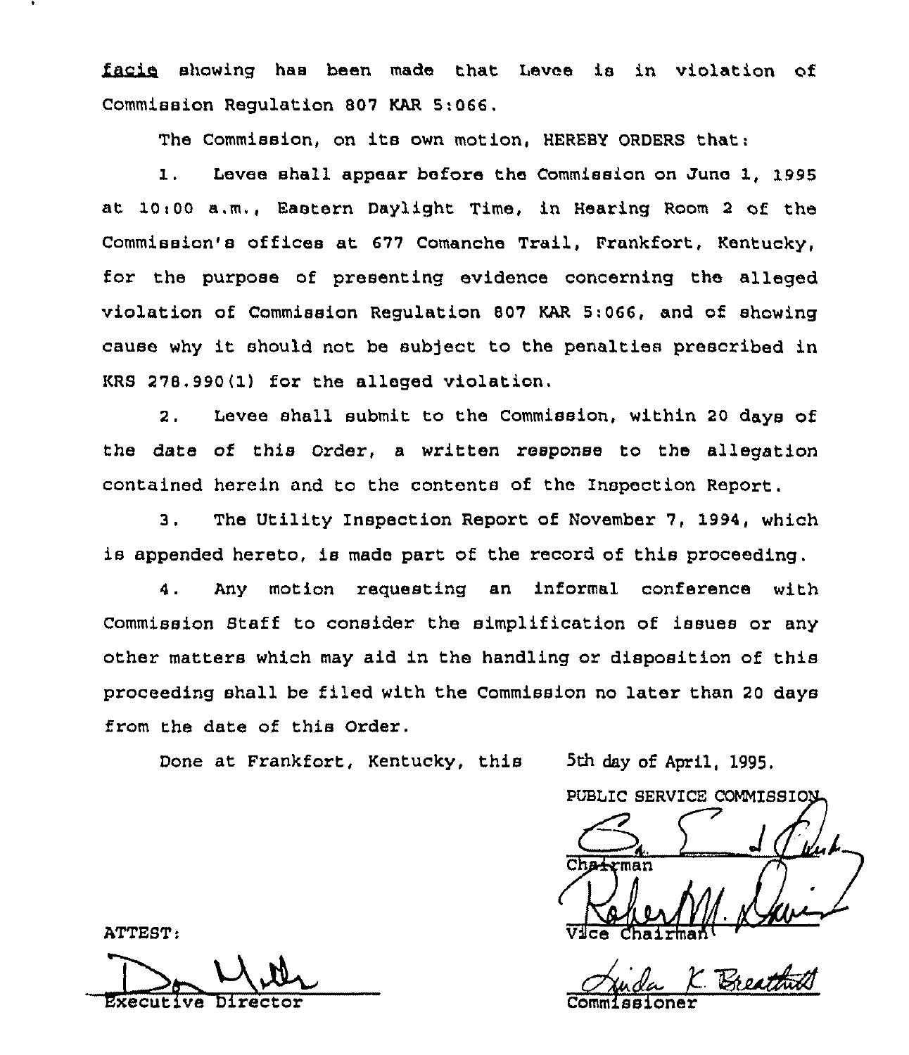*facie* showing has been made that Levee is in violation of Commission Regulation 807 KAR 5:066.

The Commission, on its own motion, HEREBY ORDERS that:

1. Levee shall appear before the Commission on June 1, 1995 at 10:00 a.m., Eastern Daylight Time, in Hearing Room 2 of the Commission's offices at 677 Comanche Trail, Frankfort, Kentucky, for the purpose of presenting evidence concerning the alleged violation of Commission Regulation 807 KAR 5:066, and of showing cause why it should not be subject to the penalties prescribed in KRS 278.990(1) for the alleged violation.

2. Levee shall submit to the Commission, within 20 days of the date of this Order, a written response to the allegation contained herein and to the contents of the Inspection Report.

3. The Utility Inspection Report of November 7, 1994, which is appended hereto, is made part of the record of this proceeding.

4. Any motion requesting an informal conference with Commission Staff to consider the simplification of issues or any other matters which may aid in the handling or disposition of this proceeding shall be filed with the Commission no later than 20 days from the date of this Order.

Done at Frankfort, Kentucky, this 5th day of April, 1995.

PUBLIC SERVICE COMMISSION

Chairman

Vice Chairman

Commissioner

ATTEST:

Executive Director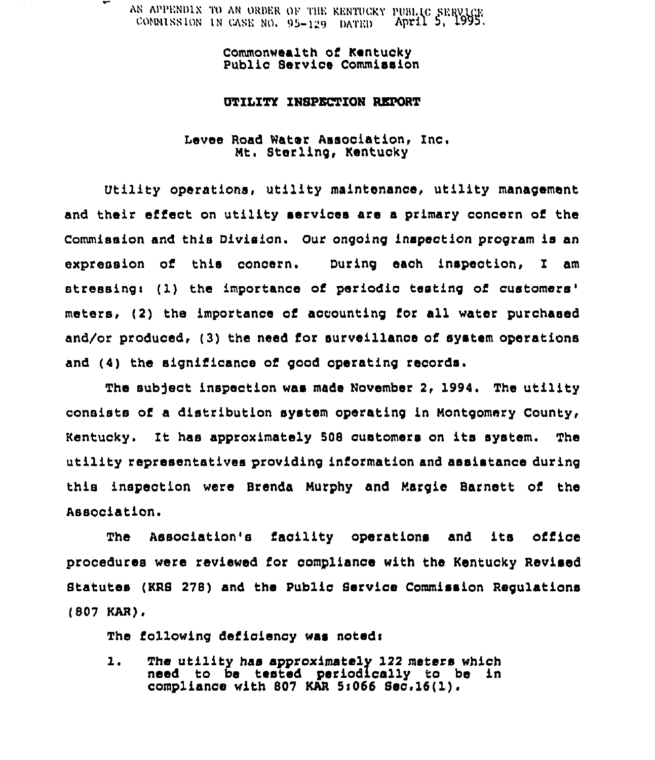AN APPENDIX TO AN ORDER OF THE KENTUCKY PUBLIC SERVICE COMMISSION IN CASE NO. 95-129 DATED April 5, 1995.

Commonwealth of Kentucky
Public Service Commission

**UTILITY INSPECTION REPORT**

Levee Road Water Association, Inc.
Mt. Sterling, Kentucky

Utility operations, utility maintenance, utility management and their effect on utility services are a primary concern of the Commission and this Division. Our ongoing inspection program is an expression of this concern. During each inspection, I am stressing: (1) the importance of periodic testing of customers' meters, (2) the importance of accounting for all water purchased and/or produced, (3) the need for surveillance of system operations and (4) the significance of good operating records.

The subject inspection was made November 2, 1994. The utility consists of a distribution system operating in Montgomery County, Kentucky. It has approximately 508 customers on its system. The utility representatives providing information and assistance during this inspection were Brenda Murphy and Margie Barnett of the Association.

The Association's facility operations and its office procedures were reviewed for compliance with the Kentucky Revised Statutes (KRS 278) and the Public Service Commission Regulations (807 KAR).

The following deficiency was noted:

1. The utility has approximately 122 meters which need to be tested periodically to be in compliance with 807 KAR 5:066 Sec.16(1).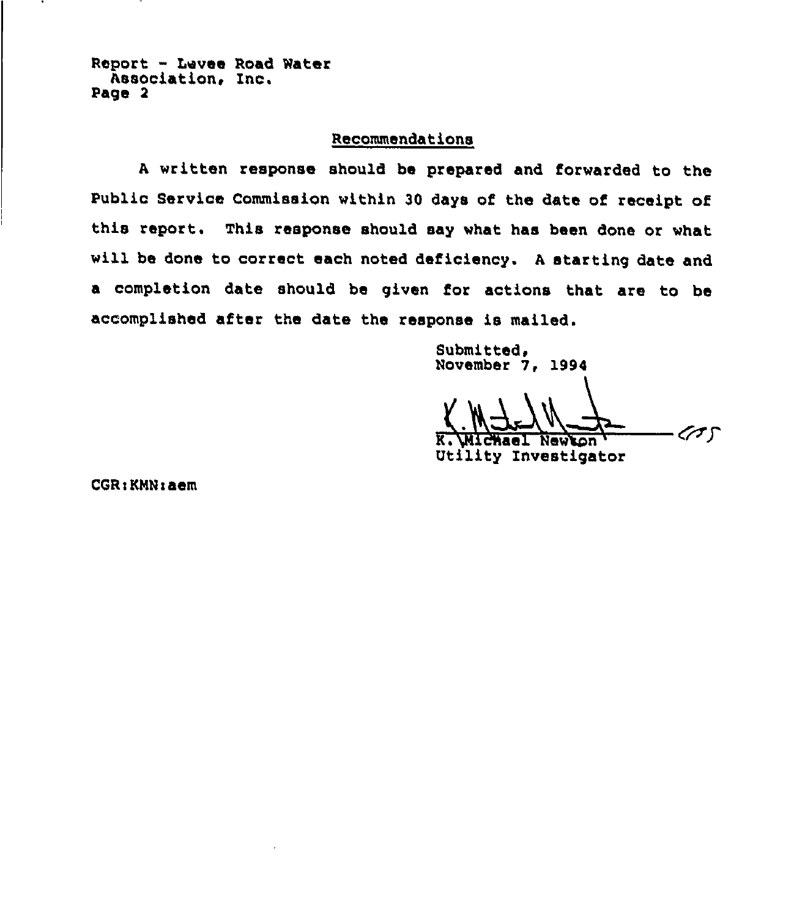Report - Levee Road Water Association, Inc.
Page 2

## Recommendations

A written response should be prepared and forwarded to the Public Service Commission within 30 days of the date of receipt of this report. This response should say what has been done or what will be done to correct each noted deficiency. A starting date and a completion date should be given for actions that are to be accomplished after the date the response is mailed.

Submitted,
November 7, 1994

K. Michael Newton
Utility Investigator

CGR:KMN:aem